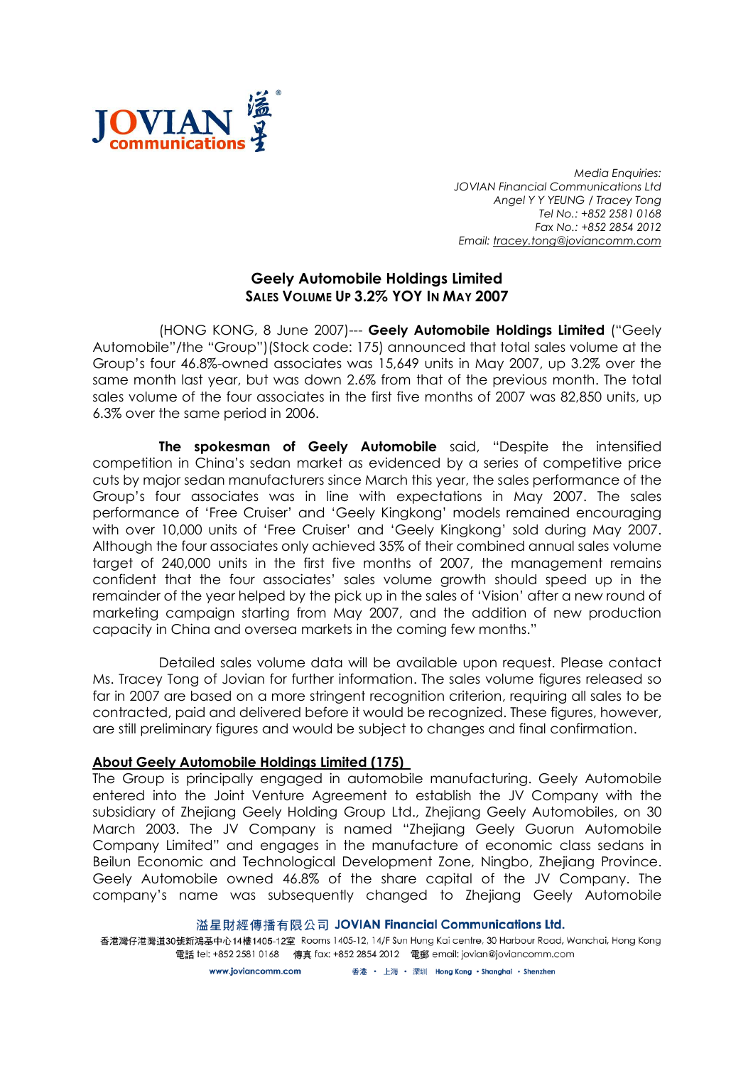JOVIAN communications 溢星

*Media Enquiries:*
*JOVIAN Financial Communications Ltd*
*Angel Y Y YEUNG / Tracey Tong*
*Tel No.: +852 2581 0168*
*Fax No.: +852 2854 2012*
*Email: tracey.tong@joviancomm.com*

# Geely Automobile Holdings Limited
## SALES VOLUME UP 3.2% YOY IN MAY 2007

(HONG KONG, 8 June 2007)--- **Geely Automobile Holdings Limited** ("Geely Automobile"/the "Group")(Stock code: 175) announced that total sales volume at the Group's four 46.8%-owned associates was 15,649 units in May 2007, up 3.2% over the same month last year, but was down 2.6% from that of the previous month. The total sales volume of the four associates in the first five months of 2007 was 82,850 units, up 6.3% over the same period in 2006.

**The spokesman of Geely Automobile** said, "Despite the intensified competition in China's sedan market as evidenced by a series of competitive price cuts by major sedan manufacturers since March this year, the sales performance of the Group's four associates was in line with expectations in May 2007. The sales performance of 'Free Cruiser' and 'Geely Kingkong' models remained encouraging with over 10,000 units of 'Free Cruiser' and 'Geely Kingkong' sold during May 2007. Although the four associates only achieved 35% of their combined annual sales volume target of 240,000 units in the first five months of 2007, the management remains confident that the four associates' sales volume growth should speed up in the remainder of the year helped by the pick up in the sales of 'Vision' after a new round of marketing campaign starting from May 2007, and the addition of new production capacity in China and oversea markets in the coming few months."

Detailed sales volume data will be available upon request. Please contact Ms. Tracey Tong of Jovian for further information. The sales volume figures released so far in 2007 are based on a more stringent recognition criterion, requiring all sales to be contracted, paid and delivered before it would be recognized. These figures, however, are still preliminary figures and would be subject to changes and final confirmation.

**About Geely Automobile Holdings Limited (175)**

The Group is principally engaged in automobile manufacturing. Geely Automobile entered into the Joint Venture Agreement to establish the JV Company with the subsidiary of Zhejiang Geely Holding Group Ltd., Zhejiang Geely Automobiles, on 30 March 2003. The JV Company is named "Zhejiang Geely Guorun Automobile Company Limited" and engages in the manufacture of economic class sedans in Beilun Economic and Technological Development Zone, Ningbo, Zhejiang Province. Geely Automobile owned 46.8% of the share capital of the JV Company. The company's name was subsequently changed to Zhejiang Geely Automobile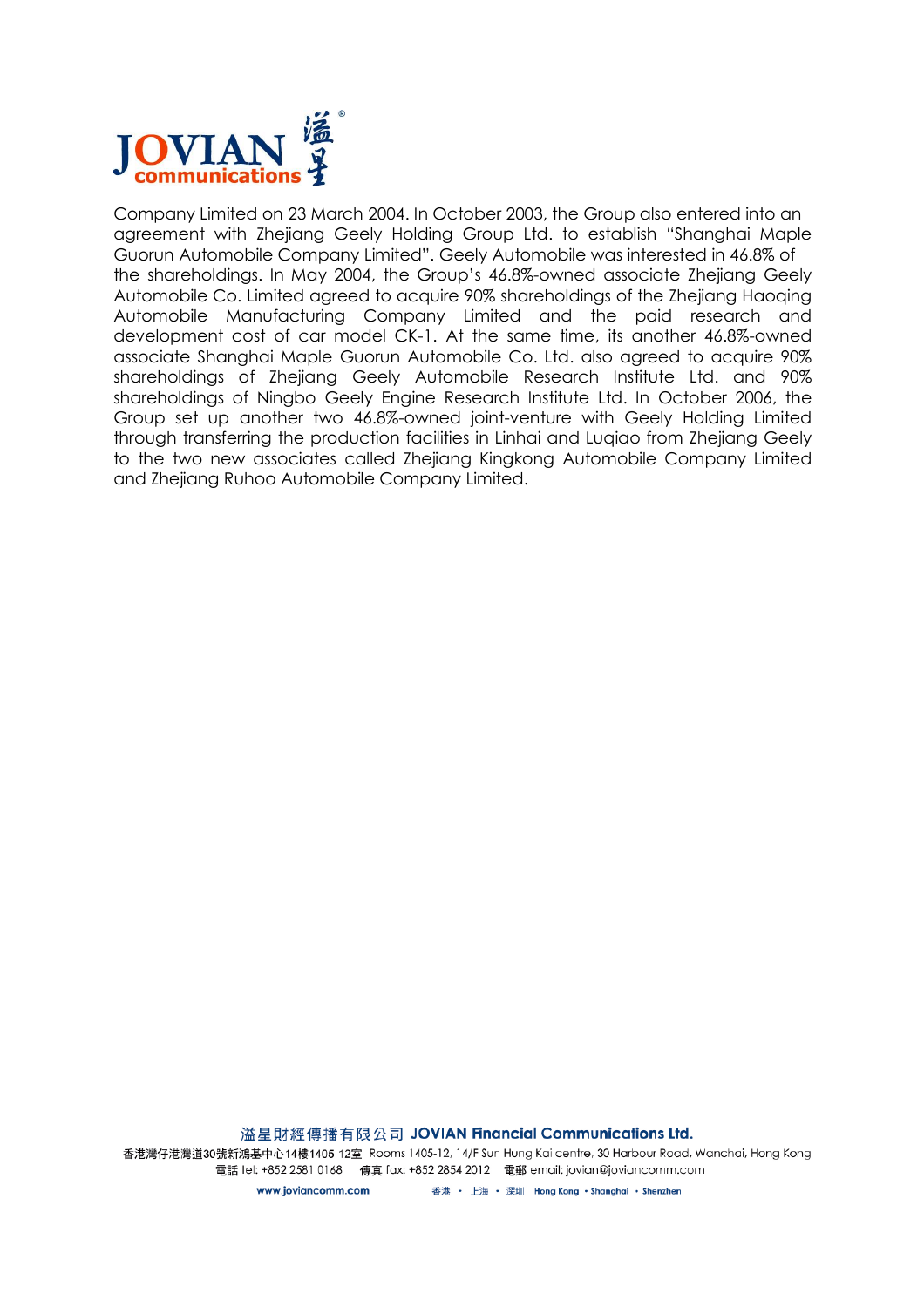Company Limited on 23 March 2004. In October 2003, the Group also entered into an agreement with Zhejiang Geely Holding Group Ltd. to establish "Shanghai Maple Guorun Automobile Company Limited". Geely Automobile was interested in 46.8% of the shareholdings. In May 2004, the Group's 46.8%-owned associate Zhejiang Geely Automobile Co. Limited agreed to acquire 90% shareholdings of the Zhejiang Haoqing Automobile Manufacturing Company Limited and the paid research and development cost of car model CK-1. At the same time, its another 46.8%-owned associate Shanghai Maple Guorun Automobile Co. Ltd. also agreed to acquire 90% shareholdings of Zhejiang Geely Automobile Research Institute Ltd. and 90% shareholdings of Ningbo Geely Engine Research Institute Ltd. In October 2006, the Group set up another two 46.8%-owned joint-venture with Geely Holding Limited through transferring the production facilities in Linhai and Luqiao from Zhejiang Geely to the two new associates called Zhejiang Kingkong Automobile Company Limited and Zhejiang Ruhoo Automobile Company Limited.